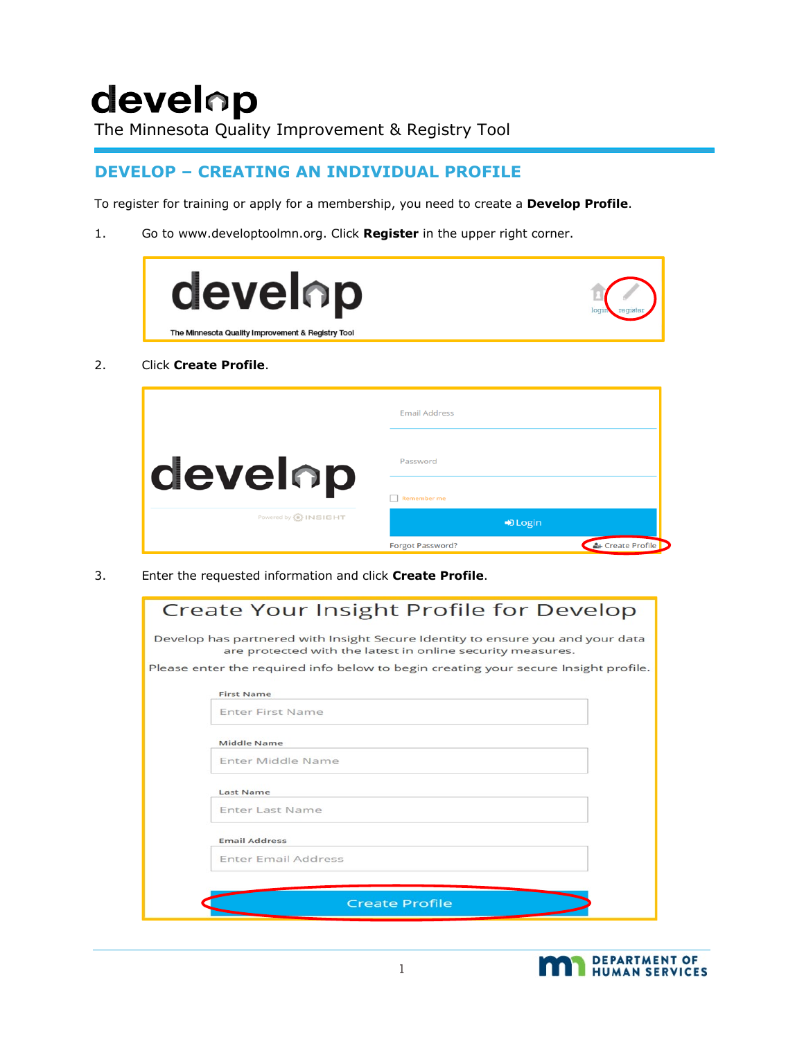# develop

The Minnesota Quality Improvement & Registry Tool

## DEVELOP – CREATING AN INDIVIDUAL PROFILE

To register for training or apply for a membership, you need to create a **Develop Profile**.

1. Go to www.developtoolmn.org. Click **Register** in the upper right corner.

2. Click **Create Profile**.

3. Enter the requested information and click **Create Profile**.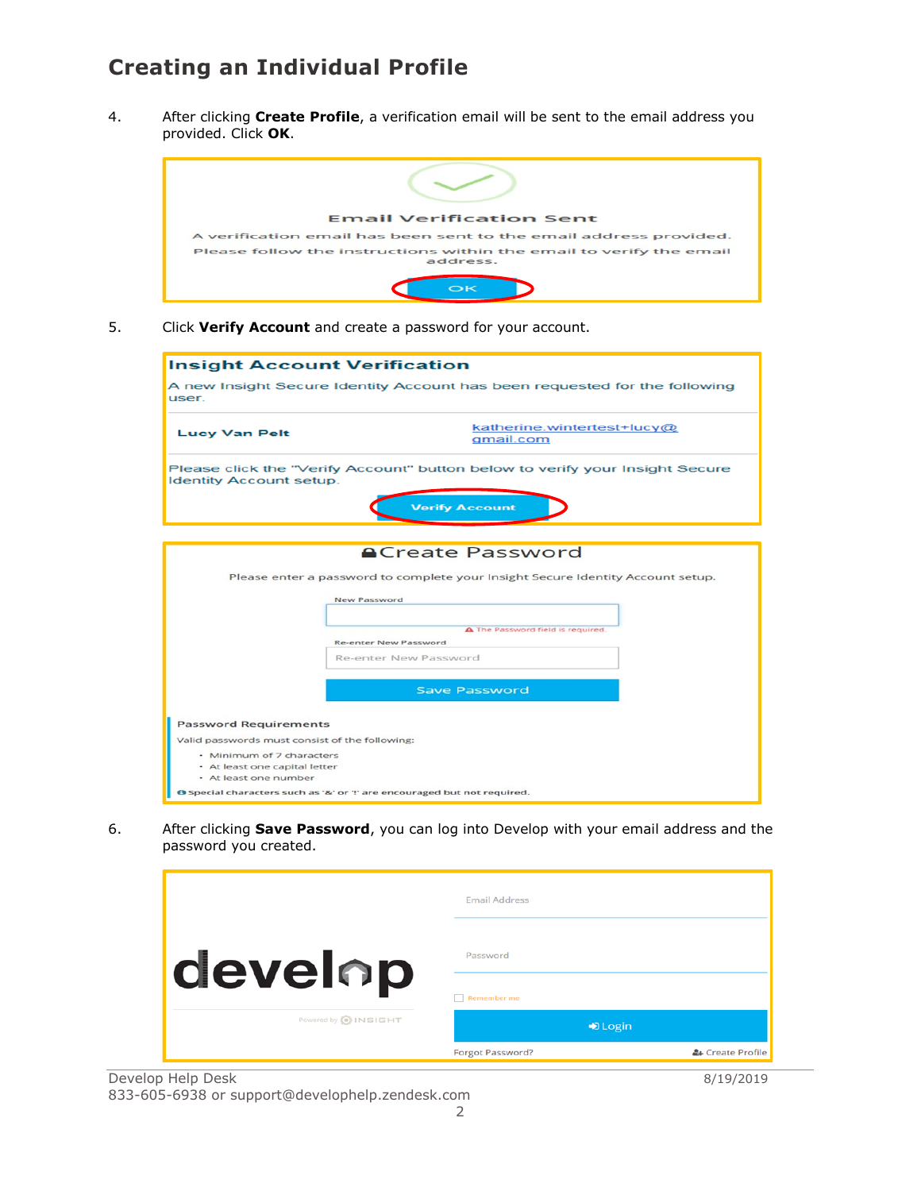# Creating an Individual Profile

4. After clicking **Create Profile**, a verification email will be sent to the email address you provided. Click **OK**.

Email Verification Sent

A verification email has been sent to the email address provided.

Please follow the instructions within the email to verify the email address.

OK

5. Click **Verify Account** and create a password for your account.

**Insight Account Verification**

A new Insight Secure Identity Account has been requested for the following user.

| **Lucy Van Pelt** | katherine.wintertest+lucy@gmail.com |
|---|---|

Please click the "Verify Account" button below to verify your Insight Secure Identity Account setup.

Verify Account

**Create Password**

Please enter a password to complete your Insight Secure Identity Account setup.

New Password

The Password field is required.

Re-enter New Password

Save Password

**Password Requirements**

Valid passwords must consist of the following:

- Minimum of 7 characters
- At least one capital letter
- At least one number

Special characters such as '&' or '!' are encouraged but not required.

6. After clicking **Save Password**, you can log into Develop with your email address and the password you created.

develop

Powered by INSIGHT

Email Address

Password

Remember me

Login

Forgot Password?

Create Profile

Develop Help Desk
833-605-6938 or support@develophelp.zendesk.com

8/19/2019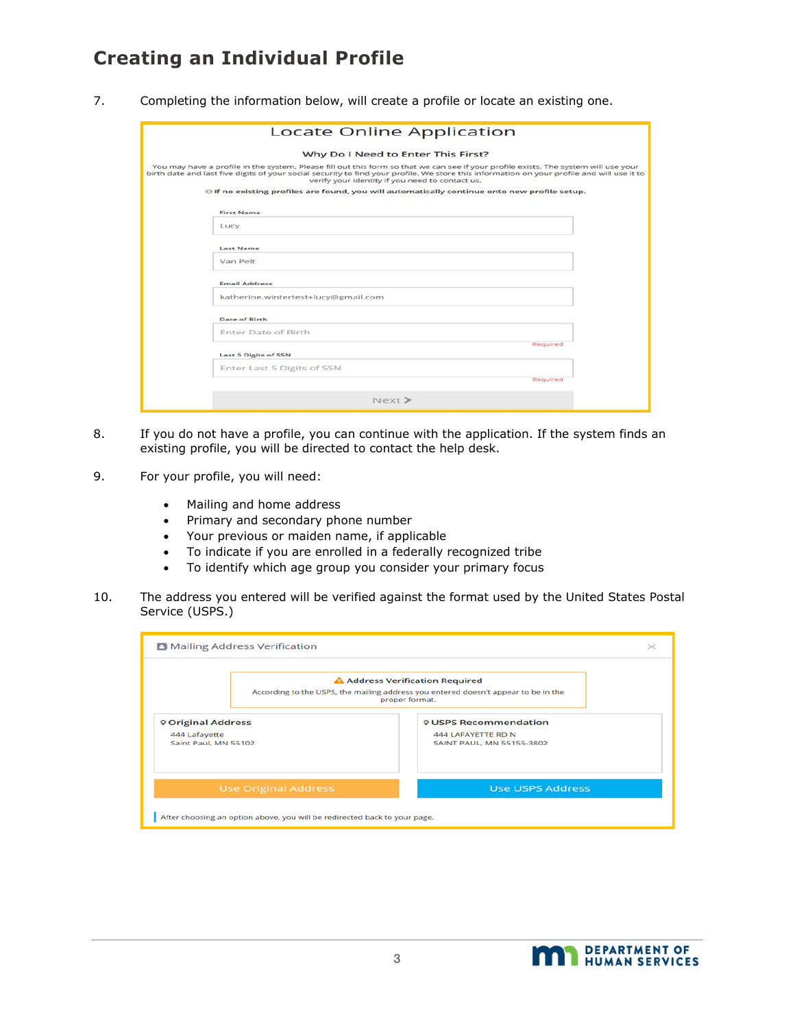## Creating an Individual Profile

7. Completing the information below, will create a profile or locate an existing one.

Locate Online Application

Why Do I Need to Enter This First?

You may have a profile in the system. Please fill out this form so that we can see if your profile exists. The system will use your birth date and last five digits of your social security to find your profile. We store this information on your profile and will use it to verify your identity if you need to contact us.

If no existing profiles are found, you will automatically continue onto new profile setup.

First Name
Lucy

Last Name
Van Pelt

Email Address
katherine.wintertest+lucy@gmail.com

Date of Birth
Enter Date of Birth
Required

Last 5 Digits of SSN
Enter Last 5 Digits of SSN
Required

Next >

8. If you do not have a profile, you can continue with the application. If the system finds an existing profile, you will be directed to contact the help desk.

9. For your profile, you will need:

   - Mailing and home address
   - Primary and secondary phone number
   - Your previous or maiden name, if applicable
   - To indicate if you are enrolled in a federally recognized tribe
   - To identify which age group you consider your primary focus

10. The address you entered will be verified against the format used by the United States Postal Service (USPS.)

Mailing Address Verification

Address Verification Required
According to the USPS, the mailing address you entered doesn't appear to be in the proper format.

| Original Address | USPS Recommendation |
| --- | --- |
| 444 Lafayette<br>Saint Paul, MN 55102 | 444 LAFAYETTE RD N<br>SAINT PAUL, MN 55155-3802 |
| Use Original Address | Use USPS Address |

After choosing an option above, you will be redirected back to your page.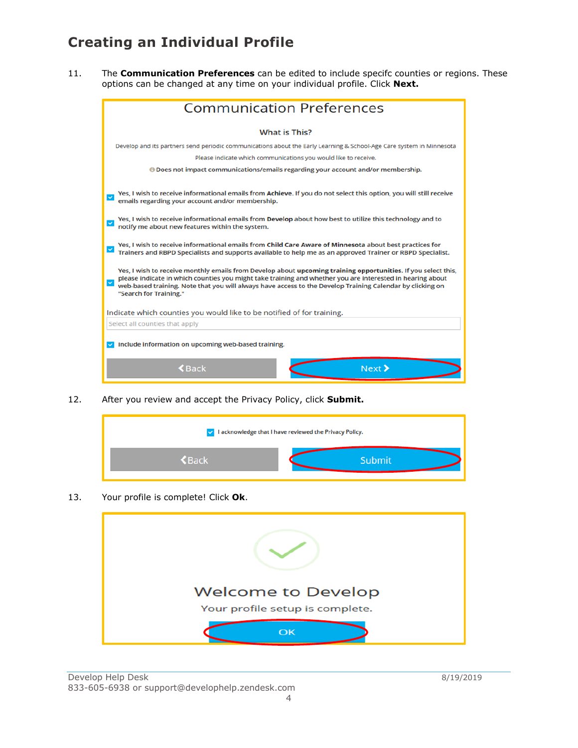# Creating an Individual Profile

11. The **Communication Preferences** can be edited to include specifc counties or regions. These options can be changed at any time on your individual profile. Click **Next.**

Communication Preferences

What is This?

Develop and its partners send periodic communications about the Early Learning & School-Age Care system in Minnesota

Please indicate which communications you would like to receive.

Does not impact communications/emails regarding your account and/or membership.

- [x] Yes, I wish to receive informational emails from **Achieve**. If you do not select this option, you will still receive emails regarding your account and/or membership.
- [x] Yes, I wish to receive informational emails from **Develop** about how best to utilize this technology and to notify me about new features within the system.
- [x] Yes, I wish to receive informational emails from **Child Care Aware of Minnesota** about best practices for Trainers and RBPD Specialists and supports available to help me as an approved Trainer or RBPD Specialist.
- [x] Yes, I wish to receive monthly emails from Develop about **upcoming training opportunities**. If you select this, please indicate in which counties you might take training and whether you are interested in hearing about web-based training. Note that you will always have access to the Develop Training Calendar by clicking on "Search for Training."

Indicate which counties you would like to be notified of for training.

Select all counties that apply

- [x] Include information on upcoming web-based training.

Back | Next

12. After you review and accept the Privacy Policy, click **Submit.**

- [x] I acknowledge that I have reviewed the Privacy Policy.

Back | Submit

13. Your profile is complete! Click **Ok**.

Welcome to Develop

Your profile setup is complete.

OK

Develop Help Desk
833-605-6938 or support@develophelp.zendesk.com

8/19/2019